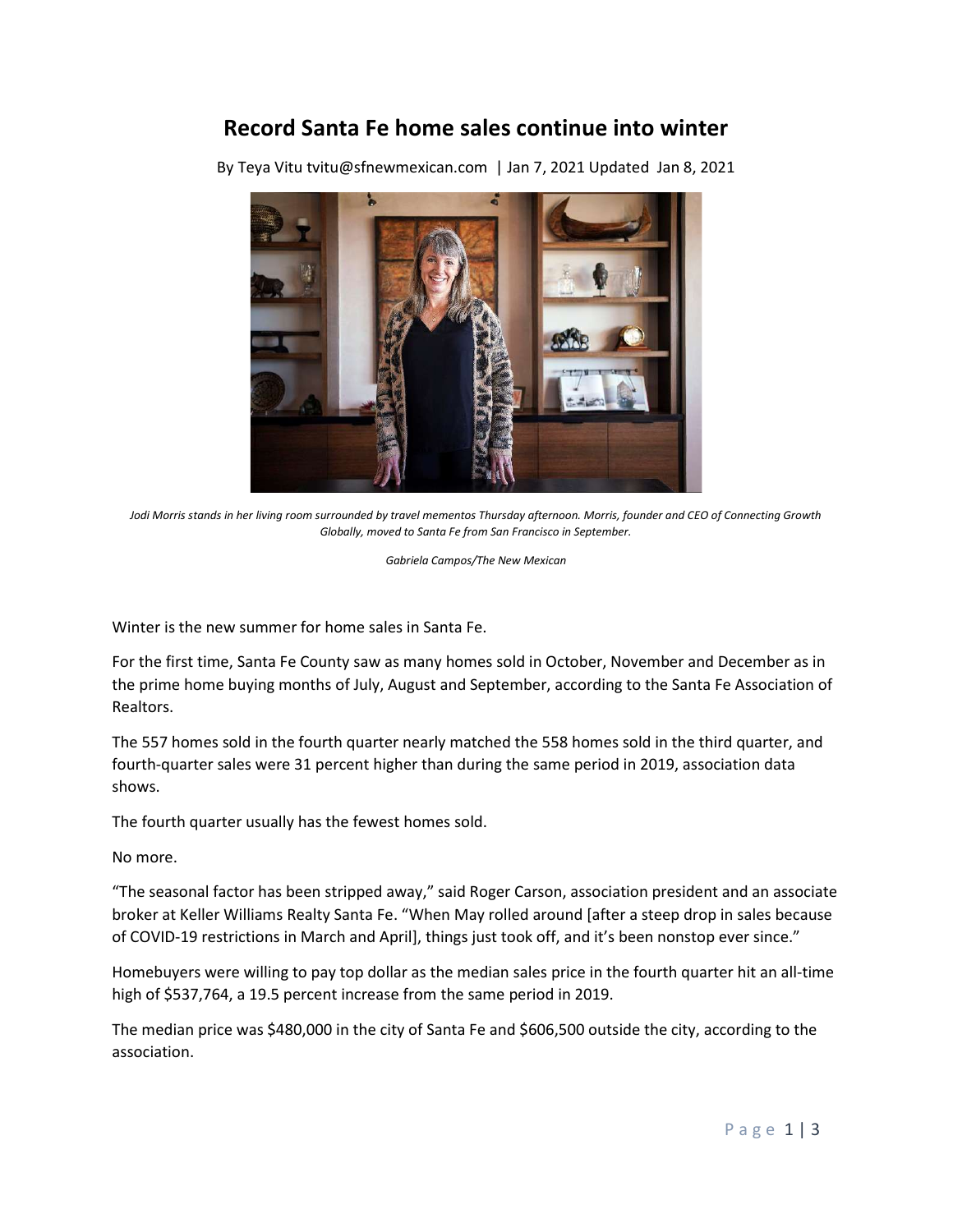# Record Santa Fe home sales continue into winter

By Teya Vitu tvitu@sfnewmexican.com | Jan 7, 2021 Updated Jan 8, 2021

*Jodi Morris stands in her living room surrounded by travel mementos Thursday afternoon. Morris, founder and CEO of Connecting Growth Globally, moved to Santa Fe from San Francisco in September.*

*Gabriela Campos/The New Mexican*

Winter is the new summer for home sales in Santa Fe.

For the first time, Santa Fe County saw as many homes sold in October, November and December as in the prime home buying months of July, August and September, according to the Santa Fe Association of Realtors.

The 557 homes sold in the fourth quarter nearly matched the 558 homes sold in the third quarter, and fourth-quarter sales were 31 percent higher than during the same period in 2019, association data shows.

The fourth quarter usually has the fewest homes sold.

No more.

"The seasonal factor has been stripped away," said Roger Carson, association president and an associate broker at Keller Williams Realty Santa Fe. "When May rolled around [after a steep drop in sales because of COVID-19 restrictions in March and April], things just took off, and it's been nonstop ever since."

Homebuyers were willing to pay top dollar as the median sales price in the fourth quarter hit an all-time high of $537,764, a 19.5 percent increase from the same period in 2019.

The median price was $480,000 in the city of Santa Fe and $606,500 outside the city, according to the association.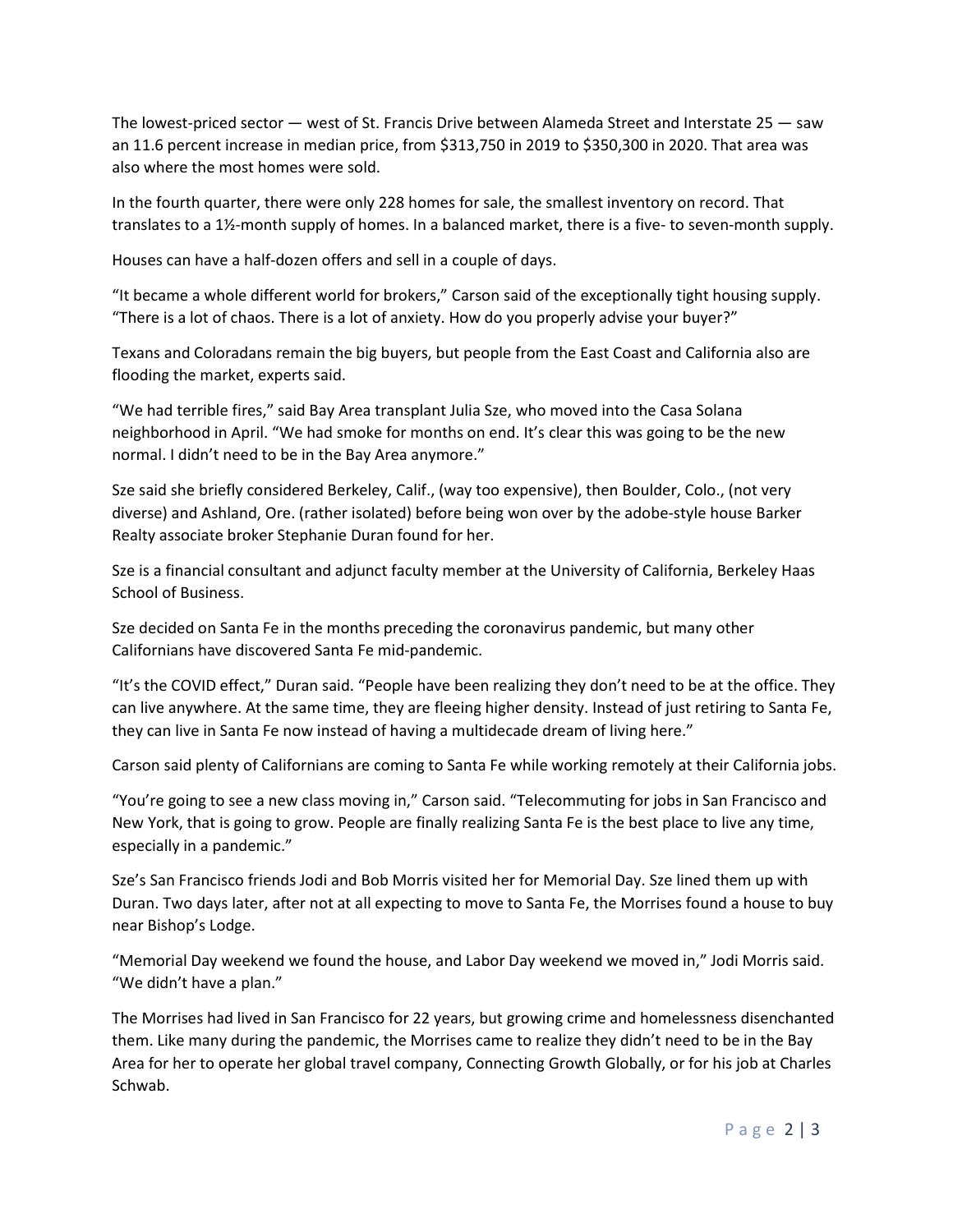The lowest-priced sector — west of St. Francis Drive between Alameda Street and Interstate 25 — saw an 11.6 percent increase in median price, from $313,750 in 2019 to $350,300 in 2020. That area was also where the most homes were sold.

In the fourth quarter, there were only 228 homes for sale, the smallest inventory on record. That translates to a 1½-month supply of homes. In a balanced market, there is a five- to seven-month supply.

Houses can have a half-dozen offers and sell in a couple of days.

“It became a whole different world for brokers,” Carson said of the exceptionally tight housing supply. “There is a lot of chaos. There is a lot of anxiety. How do you properly advise your buyer?”

Texans and Coloradans remain the big buyers, but people from the East Coast and California also are flooding the market, experts said.

“We had terrible fires,” said Bay Area transplant Julia Sze, who moved into the Casa Solana neighborhood in April. “We had smoke for months on end. It’s clear this was going to be the new normal. I didn’t need to be in the Bay Area anymore.”

Sze said she briefly considered Berkeley, Calif., (way too expensive), then Boulder, Colo., (not very diverse) and Ashland, Ore. (rather isolated) before being won over by the adobe-style house Barker Realty associate broker Stephanie Duran found for her.

Sze is a financial consultant and adjunct faculty member at the University of California, Berkeley Haas School of Business.

Sze decided on Santa Fe in the months preceding the coronavirus pandemic, but many other Californians have discovered Santa Fe mid-pandemic.

“It’s the COVID effect,” Duran said. “People have been realizing they don’t need to be at the office. They can live anywhere. At the same time, they are fleeing higher density. Instead of just retiring to Santa Fe, they can live in Santa Fe now instead of having a multidecade dream of living here.”

Carson said plenty of Californians are coming to Santa Fe while working remotely at their California jobs.

“You’re going to see a new class moving in,” Carson said. “Telecommuting for jobs in San Francisco and New York, that is going to grow. People are finally realizing Santa Fe is the best place to live any time, especially in a pandemic.”

Sze’s San Francisco friends Jodi and Bob Morris visited her for Memorial Day. Sze lined them up with Duran. Two days later, after not at all expecting to move to Santa Fe, the Morrises found a house to buy near Bishop’s Lodge.

“Memorial Day weekend we found the house, and Labor Day weekend we moved in,” Jodi Morris said. “We didn’t have a plan.”

The Morrises had lived in San Francisco for 22 years, but growing crime and homelessness disenchanted them. Like many during the pandemic, the Morrises came to realize they didn’t need to be in the Bay Area for her to operate her global travel company, Connecting Growth Globally, or for his job at Charles Schwab.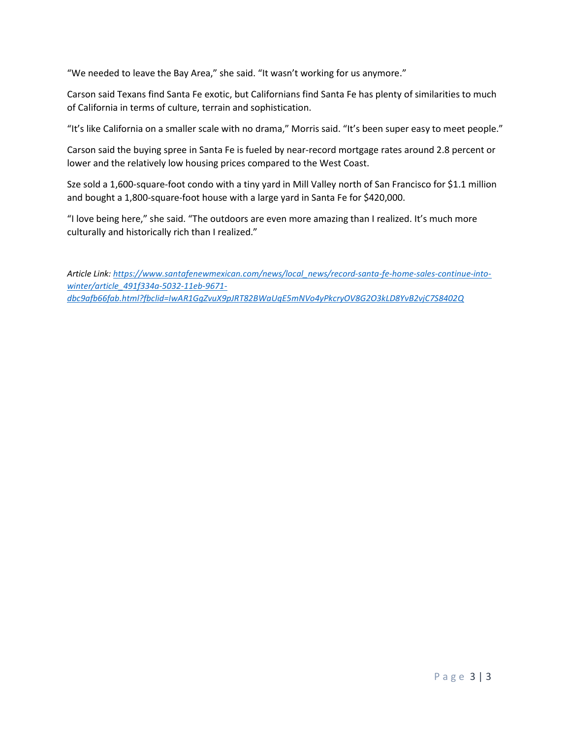"We needed to leave the Bay Area," she said. "It wasn't working for us anymore."

Carson said Texans find Santa Fe exotic, but Californians find Santa Fe has plenty of similarities to much of California in terms of culture, terrain and sophistication.

"It's like California on a smaller scale with no drama," Morris said. "It's been super easy to meet people."

Carson said the buying spree in Santa Fe is fueled by near-record mortgage rates around 2.8 percent or lower and the relatively low housing prices compared to the West Coast.

Sze sold a 1,600-square-foot condo with a tiny yard in Mill Valley north of San Francisco for $1.1 million and bought a 1,800-square-foot house with a large yard in Santa Fe for $420,000.

"I love being here," she said. "The outdoors are even more amazing than I realized. It's much more culturally and historically rich than I realized."

*Article Link: [https://www.santafenewmexican.com/news/local_news/record-santa-fe-home-sales-continue-into-winter/article_491f334a-5032-11eb-9671-dbc9afb66fab.html?fbclid=IwAR1GgZvuX9pJRT82BWaUqE5mNVo4yPkcryOV8G2O3kLD8YvB2vjC7S8402Q](https://www.santafenewmexican.com/news/local_news/record-santa-fe-home-sales-continue-into-winter/article_491f334a-5032-11eb-9671-dbc9afb66fab.html?fbclid=IwAR1GgZvuX9pJRT82BWaUqE5mNVo4yPkcryOV8G2O3kLD8YvB2vjC7S8402Q)*